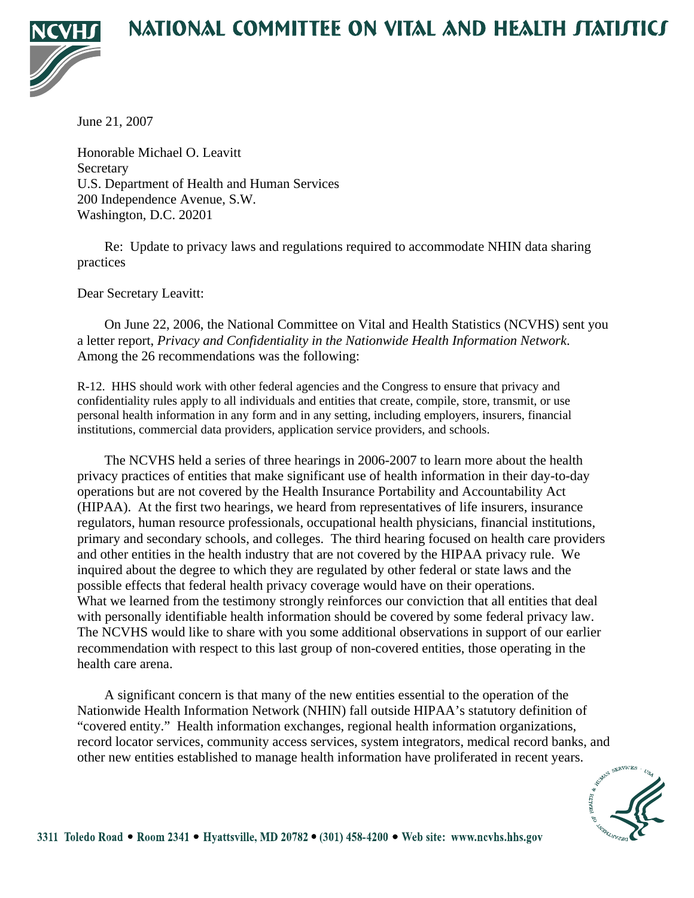# NATIONAL COMMITTEE ON VITAL AND HEALTH STATISTICS

June 21, 2007

Honorable Michael O. Leavitt
Secretary
U.S. Department of Health and Human Services
200 Independence Avenue, S.W.
Washington, D.C. 20201

Re: Update to privacy laws and regulations required to accommodate NHIN data sharing practices

Dear Secretary Leavitt:

On June 22, 2006, the National Committee on Vital and Health Statistics (NCVHS) sent you a letter report, *Privacy and Confidentiality in the Nationwide Health Information Network*. Among the 26 recommendations was the following:

R-12. HHS should work with other federal agencies and the Congress to ensure that privacy and confidentiality rules apply to all individuals and entities that create, compile, store, transmit, or use personal health information in any form and in any setting, including employers, insurers, financial institutions, commercial data providers, application service providers, and schools.

The NCVHS held a series of three hearings in 2006-2007 to learn more about the health privacy practices of entities that make significant use of health information in their day-to-day operations but are not covered by the Health Insurance Portability and Accountability Act (HIPAA). At the first two hearings, we heard from representatives of life insurers, insurance regulators, human resource professionals, occupational health physicians, financial institutions, primary and secondary schools, and colleges. The third hearing focused on health care providers and other entities in the health industry that are not covered by the HIPAA privacy rule. We inquired about the degree to which they are regulated by other federal or state laws and the possible effects that federal health privacy coverage would have on their operations. What we learned from the testimony strongly reinforces our conviction that all entities that deal with personally identifiable health information should be covered by some federal privacy law. The NCVHS would like to share with you some additional observations in support of our earlier recommendation with respect to this last group of non-covered entities, those operating in the health care arena.

A significant concern is that many of the new entities essential to the operation of the Nationwide Health Information Network (NHIN) fall outside HIPAA's statutory definition of "covered entity." Health information exchanges, regional health information organizations, record locator services, community access services, system integrators, medical record banks, and other new entities established to manage health information have proliferated in recent years.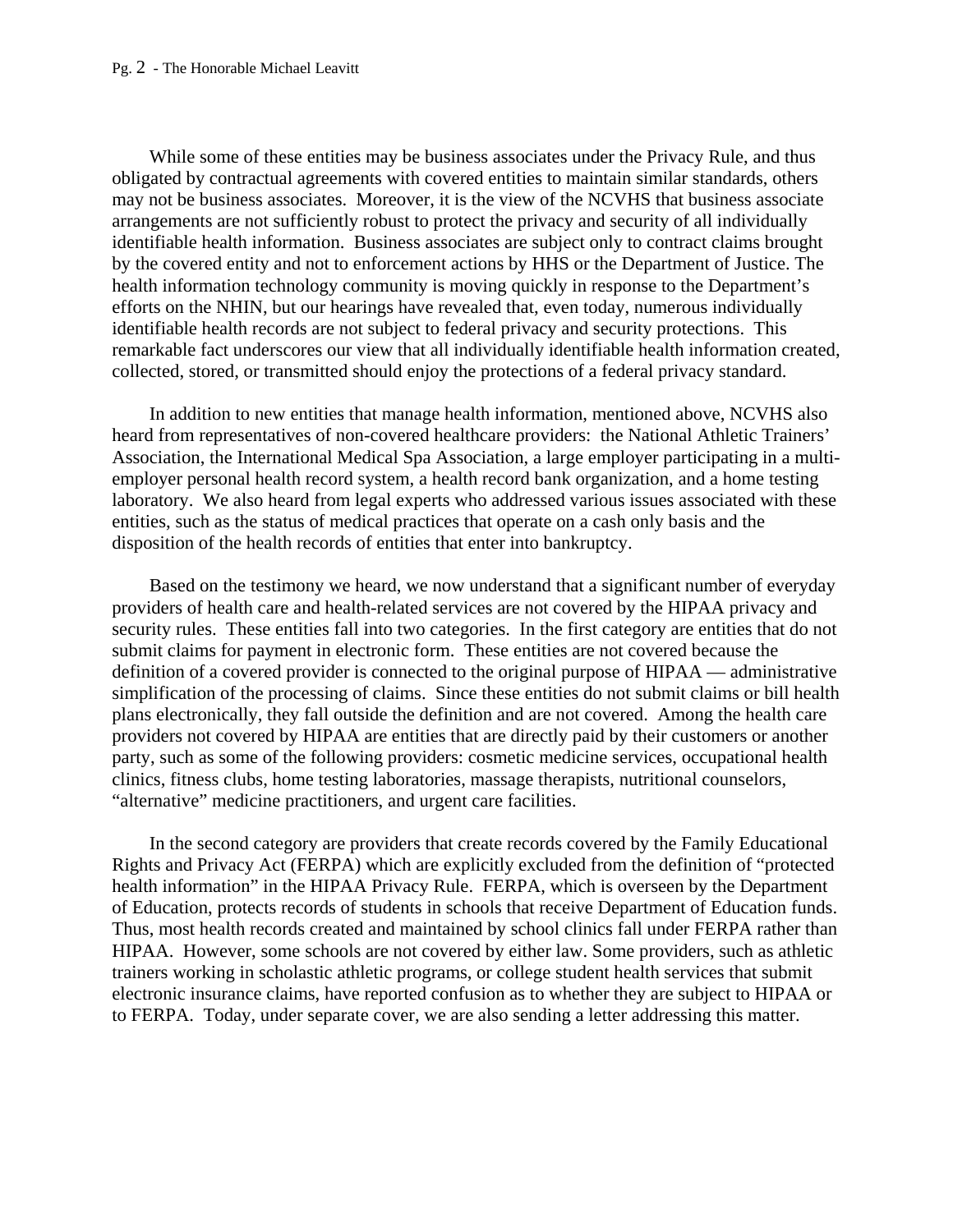While some of these entities may be business associates under the Privacy Rule, and thus obligated by contractual agreements with covered entities to maintain similar standards, others may not be business associates. Moreover, it is the view of the NCVHS that business associate arrangements are not sufficiently robust to protect the privacy and security of all individually identifiable health information. Business associates are subject only to contract claims brought by the covered entity and not to enforcement actions by HHS or the Department of Justice. The health information technology community is moving quickly in response to the Department's efforts on the NHIN, but our hearings have revealed that, even today, numerous individually identifiable health records are not subject to federal privacy and security protections. This remarkable fact underscores our view that all individually identifiable health information created, collected, stored, or transmitted should enjoy the protections of a federal privacy standard.

In addition to new entities that manage health information, mentioned above, NCVHS also heard from representatives of non-covered healthcare providers: the National Athletic Trainers' Association, the International Medical Spa Association, a large employer participating in a multi-employer personal health record system, a health record bank organization, and a home testing laboratory. We also heard from legal experts who addressed various issues associated with these entities, such as the status of medical practices that operate on a cash only basis and the disposition of the health records of entities that enter into bankruptcy.

Based on the testimony we heard, we now understand that a significant number of everyday providers of health care and health-related services are not covered by the HIPAA privacy and security rules. These entities fall into two categories. In the first category are entities that do not submit claims for payment in electronic form. These entities are not covered because the definition of a covered provider is connected to the original purpose of HIPAA — administrative simplification of the processing of claims. Since these entities do not submit claims or bill health plans electronically, they fall outside the definition and are not covered. Among the health care providers not covered by HIPAA are entities that are directly paid by their customers or another party, such as some of the following providers: cosmetic medicine services, occupational health clinics, fitness clubs, home testing laboratories, massage therapists, nutritional counselors, "alternative" medicine practitioners, and urgent care facilities.

In the second category are providers that create records covered by the Family Educational Rights and Privacy Act (FERPA) which are explicitly excluded from the definition of "protected health information" in the HIPAA Privacy Rule. FERPA, which is overseen by the Department of Education, protects records of students in schools that receive Department of Education funds. Thus, most health records created and maintained by school clinics fall under FERPA rather than HIPAA. However, some schools are not covered by either law. Some providers, such as athletic trainers working in scholastic athletic programs, or college student health services that submit electronic insurance claims, have reported confusion as to whether they are subject to HIPAA or to FERPA. Today, under separate cover, we are also sending a letter addressing this matter.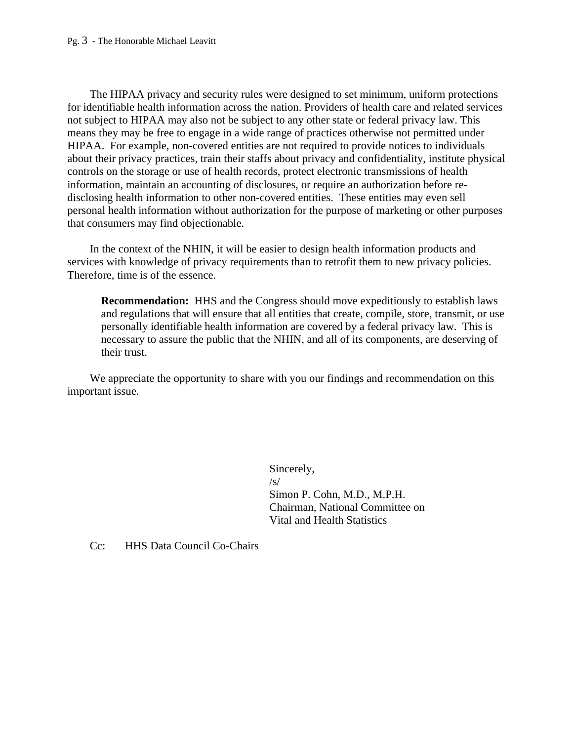The HIPAA privacy and security rules were designed to set minimum, uniform protections for identifiable health information across the nation. Providers of health care and related services not subject to HIPAA may also not be subject to any other state or federal privacy law. This means they may be free to engage in a wide range of practices otherwise not permitted under HIPAA. For example, non-covered entities are not required to provide notices to individuals about their privacy practices, train their staffs about privacy and confidentiality, institute physical controls on the storage or use of health records, protect electronic transmissions of health information, maintain an accounting of disclosures, or require an authorization before re-disclosing health information to other non-covered entities. These entities may even sell personal health information without authorization for the purpose of marketing or other purposes that consumers may find objectionable.

In the context of the NHIN, it will be easier to design health information products and services with knowledge of privacy requirements than to retrofit them to new privacy policies. Therefore, time is of the essence.

> **Recommendation:** HHS and the Congress should move expeditiously to establish laws and regulations that will ensure that all entities that create, compile, store, transmit, or use personally identifiable health information are covered by a federal privacy law. This is necessary to assure the public that the NHIN, and all of its components, are deserving of their trust.

We appreciate the opportunity to share with you our findings and recommendation on this important issue.

Sincerely,
/s/
Simon P. Cohn, M.D., M.P.H.
Chairman, National Committee on
Vital and Health Statistics

Cc: HHS Data Council Co-Chairs